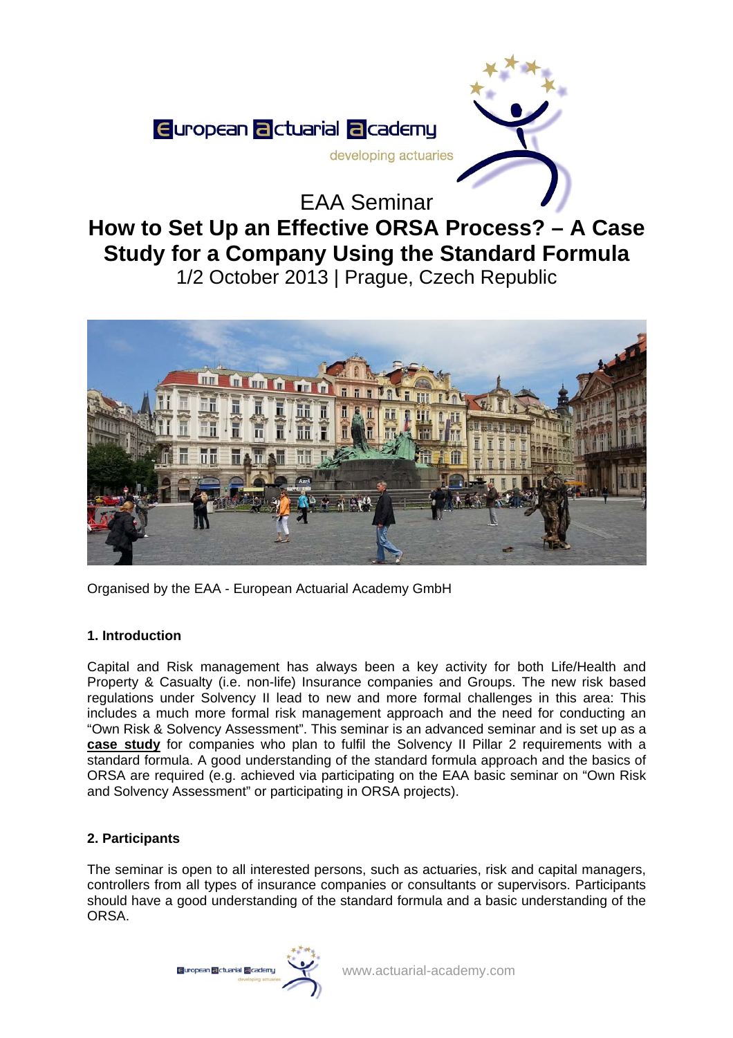European Actuarial Academy

developing actuaries

# EAA Seminar

# How to Set Up an Effective ORSA Process? – A Case Study for a Company Using the Standard Formula

1/2 October 2013 | Prague, Czech Republic

Organised by the EAA - European Actuarial Academy GmbH

## 1. Introduction

Capital and Risk management has always been a key activity for both Life/Health and Property & Casualty (i.e. non-life) Insurance companies and Groups. The new risk based regulations under Solvency II lead to new and more formal challenges in this area: This includes a much more formal risk management approach and the need for conducting an "Own Risk & Solvency Assessment". This seminar is an advanced seminar and is set up as a **case study** for companies who plan to fulfil the Solvency II Pillar 2 requirements with a standard formula. A good understanding of the standard formula approach and the basics of ORSA are required (e.g. achieved via participating on the EAA basic seminar on "Own Risk and Solvency Assessment" or participating in ORSA projects).

## 2. Participants

The seminar is open to all interested persons, such as actuaries, risk and capital managers, controllers from all types of insurance companies or consultants or supervisors. Participants should have a good understanding of the standard formula and a basic understanding of the ORSA.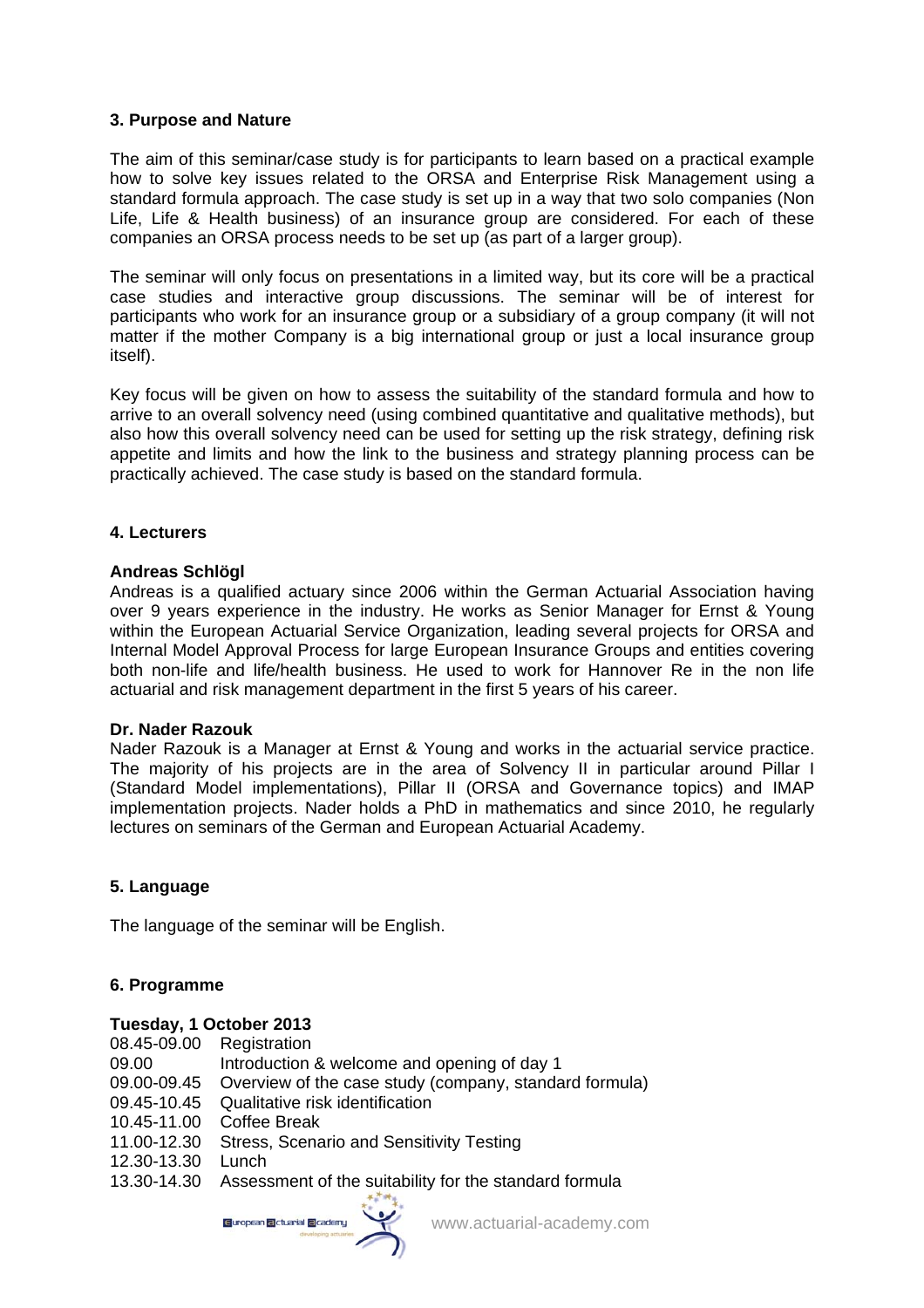### 3. Purpose and Nature

The aim of this seminar/case study is for participants to learn based on a practical example how to solve key issues related to the ORSA and Enterprise Risk Management using a standard formula approach. The case study is set up in a way that two solo companies (Non Life, Life & Health business) of an insurance group are considered. For each of these companies an ORSA process needs to be set up (as part of a larger group).

The seminar will only focus on presentations in a limited way, but its core will be a practical case studies and interactive group discussions. The seminar will be of interest for participants who work for an insurance group or a subsidiary of a group company (it will not matter if the mother Company is a big international group or just a local insurance group itself).

Key focus will be given on how to assess the suitability of the standard formula and how to arrive to an overall solvency need (using combined quantitative and qualitative methods), but also how this overall solvency need can be used for setting up the risk strategy, defining risk appetite and limits and how the link to the business and strategy planning process can be practically achieved. The case study is based on the standard formula.

### 4. Lecturers

**Andreas Schlögl**
Andreas is a qualified actuary since 2006 within the German Actuarial Association having over 9 years experience in the industry. He works as Senior Manager for Ernst & Young within the European Actuarial Service Organization, leading several projects for ORSA and Internal Model Approval Process for large European Insurance Groups and entities covering both non-life and life/health business. He used to work for Hannover Re in the non life actuarial and risk management department in the first 5 years of his career.

**Dr. Nader Razouk**
Nader Razouk is a Manager at Ernst & Young and works in the actuarial service practice. The majority of his projects are in the area of Solvency II in particular around Pillar I (Standard Model implementations), Pillar II (ORSA and Governance topics) and IMAP implementation projects. Nader holds a PhD in mathematics and since 2010, he regularly lectures on seminars of the German and European Actuarial Academy.

### 5. Language

The language of the seminar will be English.

### 6. Programme

**Tuesday, 1 October 2013**

| | |
|---|---|
| 08.45-09.00 | Registration |
| 09.00 | Introduction & welcome and opening of day 1 |
| 09.00-09.45 | Overview of the case study (company, standard formula) |
| 09.45-10.45 | Qualitative risk identification |
| 10.45-11.00 | Coffee Break |
| 11.00-12.30 | Stress, Scenario and Sensitivity Testing |
| 12.30-13.30 | Lunch |
| 13.30-14.30 | Assessment of the suitability for the standard formula |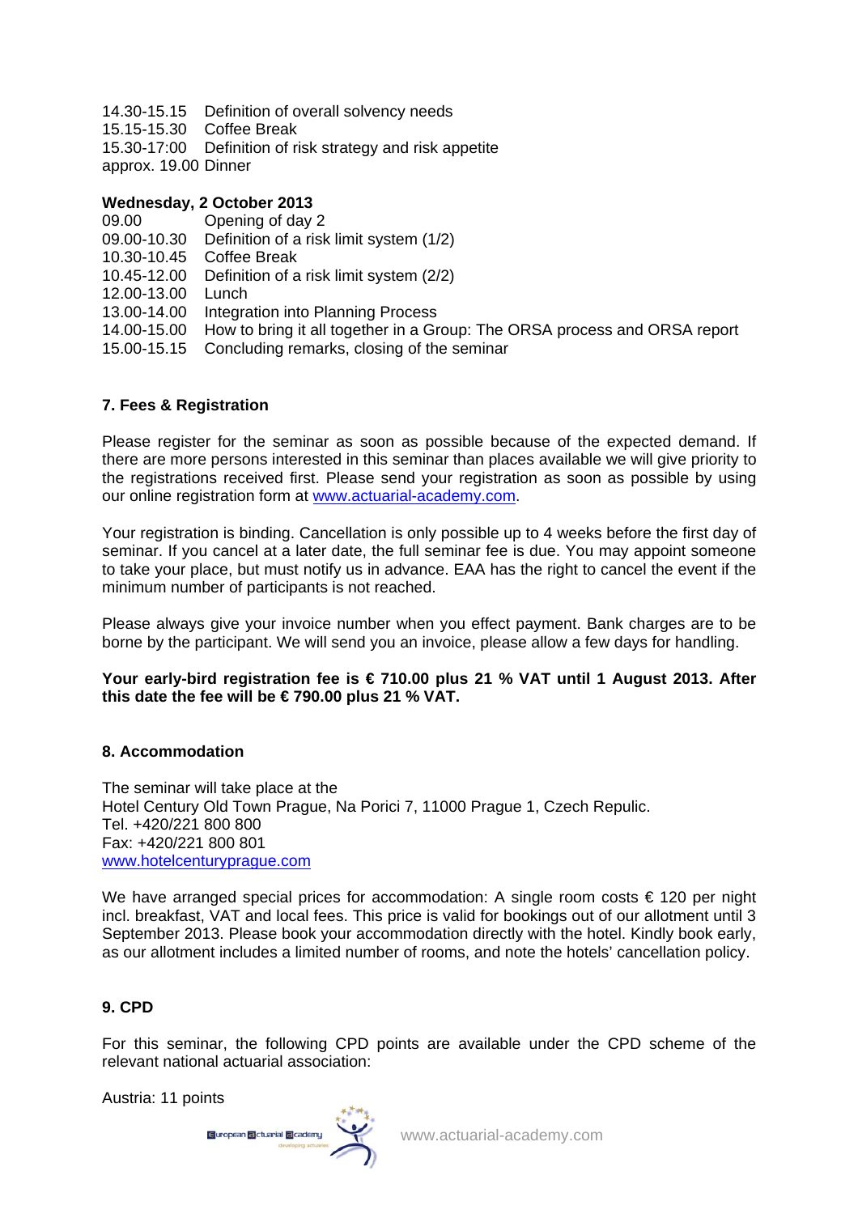14.30-15.15 Definition of overall solvency needs
15.15-15.30 Coffee Break
15.30-17:00 Definition of risk strategy and risk appetite
approx. 19.00 Dinner

**Wednesday, 2 October 2013**

09.00 Opening of day 2
09.00-10.30 Definition of a risk limit system (1/2)
10.30-10.45 Coffee Break
10.45-12.00 Definition of a risk limit system (2/2)
12.00-13.00 Lunch
13.00-14.00 Integration into Planning Process
14.00-15.00 How to bring it all together in a Group: The ORSA process and ORSA report
15.00-15.15 Concluding remarks, closing of the seminar

### 7. Fees & Registration

Please register for the seminar as soon as possible because of the expected demand. If there are more persons interested in this seminar than places available we will give priority to the registrations received first. Please send your registration as soon as possible by using our online registration form at www.actuarial-academy.com.

Your registration is binding. Cancellation is only possible up to 4 weeks before the first day of seminar. If you cancel at a later date, the full seminar fee is due. You may appoint someone to take your place, but must notify us in advance. EAA has the right to cancel the event if the minimum number of participants is not reached.

Please always give your invoice number when you effect payment. Bank charges are to be borne by the participant. We will send you an invoice, please allow a few days for handling.

**Your early-bird registration fee is € 710.00 plus 21 % VAT until 1 August 2013. After this date the fee will be € 790.00 plus 21 % VAT.**

### 8. Accommodation

The seminar will take place at the
Hotel Century Old Town Prague, Na Porici 7, 11000 Prague 1, Czech Repulic.
Tel. +420/221 800 800
Fax: +420/221 800 801
www.hotelcenturyprague.com

We have arranged special prices for accommodation: A single room costs € 120 per night incl. breakfast, VAT and local fees. This price is valid for bookings out of our allotment until 3 September 2013. Please book your accommodation directly with the hotel. Kindly book early, as our allotment includes a limited number of rooms, and note the hotels' cancellation policy.

### 9. CPD

For this seminar, the following CPD points are available under the CPD scheme of the relevant national actuarial association:

Austria: 11 points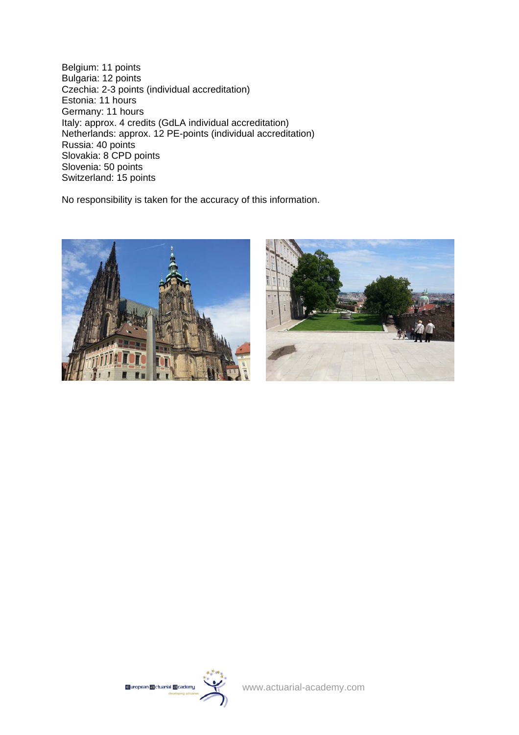Belgium: 11 points
Bulgaria: 12 points
Czechia: 2-3 points (individual accreditation)
Estonia: 11 hours
Germany: 11 hours
Italy: approx. 4 credits (GdLA individual accreditation)
Netherlands: approx. 12 PE-points (individual accreditation)
Russia: 40 points
Slovakia: 8 CPD points
Slovenia: 50 points
Switzerland: 15 points

No responsibility is taken for the accuracy of this information.